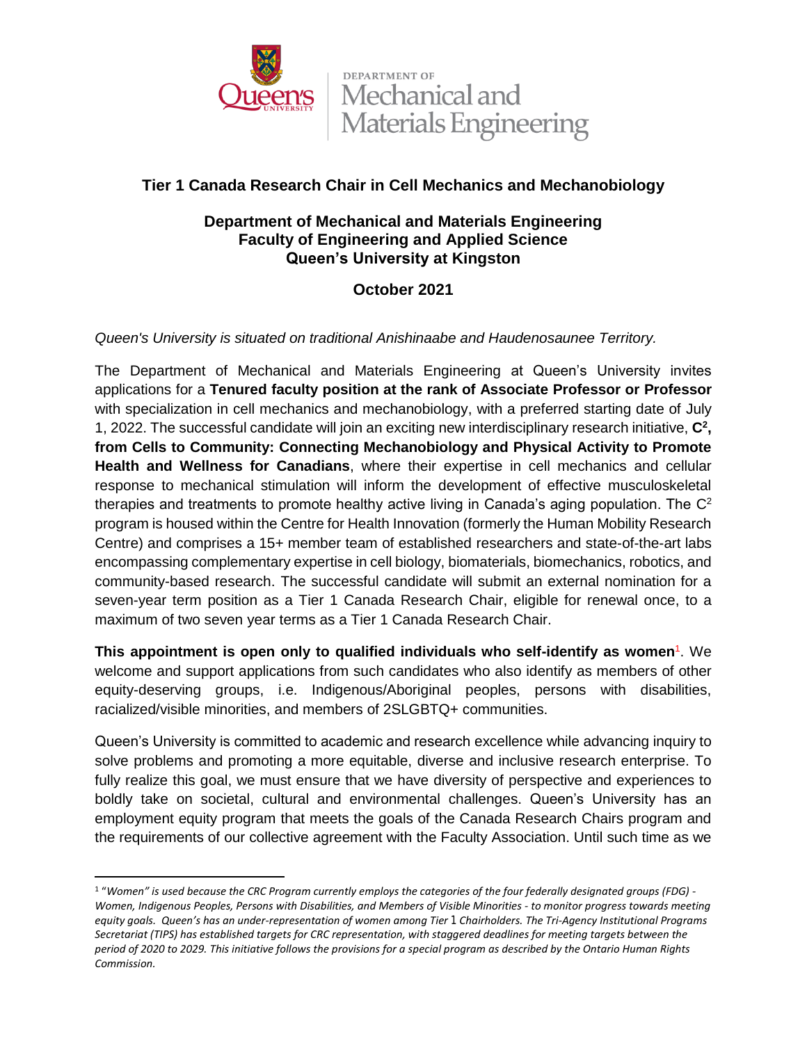DEPARTMENT OF
Mechanical and Materials Engineering

# Tier 1 Canada Research Chair in Cell Mechanics and Mechanobiology

## Department of Mechanical and Materials Engineering
## Faculty of Engineering and Applied Science
## Queen's University at Kingston

## October 2021

*Queen's University is situated on traditional Anishinaabe and Haudenosaunee Territory.*

The Department of Mechanical and Materials Engineering at Queen's University invites applications for a **Tenured faculty position at the rank of Associate Professor or Professor** with specialization in cell mechanics and mechanobiology, with a preferred starting date of July 1, 2022. The successful candidate will join an exciting new interdisciplinary research initiative, **$C^2$, from Cells to Community: Connecting Mechanobiology and Physical Activity to Promote Health and Wellness for Canadians**, where their expertise in cell mechanics and cellular response to mechanical stimulation will inform the development of effective musculoskeletal therapies and treatments to promote healthy active living in Canada's aging population. The $C^2$ program is housed within the Centre for Health Innovation (formerly the Human Mobility Research Centre) and comprises a 15+ member team of established researchers and state-of-the-art labs encompassing complementary expertise in cell biology, biomaterials, biomechanics, robotics, and community-based research. The successful candidate will submit an external nomination for a seven-year term position as a Tier 1 Canada Research Chair, eligible for renewal once, to a maximum of two seven year terms as a Tier 1 Canada Research Chair.

**This appointment is open only to qualified individuals who self-identify as women**[1]. We welcome and support applications from such candidates who also identify as members of other equity-deserving groups, i.e. Indigenous/Aboriginal peoples, persons with disabilities, racialized/visible minorities, and members of 2SLGBTQ+ communities.

Queen's University is committed to academic and research excellence while advancing inquiry to solve problems and promoting a more equitable, diverse and inclusive research enterprise. To fully realize this goal, we must ensure that we have diversity of perspective and experiences to boldly take on societal, cultural and environmental challenges. Queen's University has an employment equity program that meets the goals of the Canada Research Chairs program and the requirements of our collective agreement with the Faculty Association. Until such time as we

---

[1] *"Women" is used because the CRC Program currently employs the categories of the four federally designated groups (FDG) - Women, Indigenous Peoples, Persons with Disabilities, and Members of Visible Minorities - to monitor progress towards meeting equity goals. Queen's has an under-representation of women among Tier 1 Chairholders. The Tri-Agency Institutional Programs Secretariat (TIPS) has established targets for CRC representation, with staggered deadlines for meeting targets between the period of 2020 to 2029. This initiative follows the provisions for a special program as described by the Ontario Human Rights Commission.*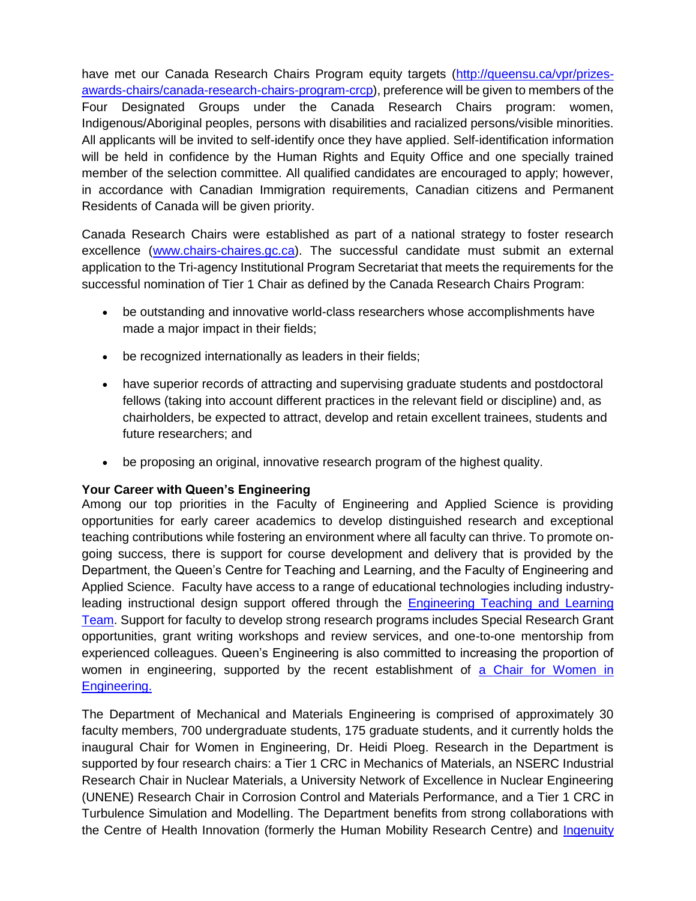have met our Canada Research Chairs Program equity targets ([http://queensu.ca/vpr/prizes-awards-chairs/canada-research-chairs-program-crcp](http://queensu.ca/vpr/prizes-awards-chairs/canada-research-chairs-program-crcp)), preference will be given to members of the Four Designated Groups under the Canada Research Chairs program: women, Indigenous/Aboriginal peoples, persons with disabilities and racialized persons/visible minorities. All applicants will be invited to self-identify once they have applied. Self-identification information will be held in confidence by the Human Rights and Equity Office and one specially trained member of the selection committee. All qualified candidates are encouraged to apply; however, in accordance with Canadian Immigration requirements, Canadian citizens and Permanent Residents of Canada will be given priority.

Canada Research Chairs were established as part of a national strategy to foster research excellence ([www.chairs-chaires.gc.ca](www.chairs-chaires.gc.ca)). The successful candidate must submit an external application to the Tri-agency Institutional Program Secretariat that meets the requirements for the successful nomination of Tier 1 Chair as defined by the Canada Research Chairs Program:

- be outstanding and innovative world-class researchers whose accomplishments have made a major impact in their fields;
- be recognized internationally as leaders in their fields;
- have superior records of attracting and supervising graduate students and postdoctoral fellows (taking into account different practices in the relevant field or discipline) and, as chairholders, be expected to attract, develop and retain excellent trainees, students and future researchers; and
- be proposing an original, innovative research program of the highest quality.

**Your Career with Queen's Engineering**

Among our top priorities in the Faculty of Engineering and Applied Science is providing opportunities for early career academics to develop distinguished research and exceptional teaching contributions while fostering an environment where all faculty can thrive. To promote on-going success, there is support for course development and delivery that is provided by the Department, the Queen's Centre for Teaching and Learning, and the Faculty of Engineering and Applied Science. Faculty have access to a range of educational technologies including industry-leading instructional design support offered through the [Engineering Teaching and Learning Team](). Support for faculty to develop strong research programs includes Special Research Grant opportunities, grant writing workshops and review services, and one-to-one mentorship from experienced colleagues. Queen's Engineering is also committed to increasing the proportion of women in engineering, supported by the recent establishment of [a Chair for Women in Engineering.]()

The Department of Mechanical and Materials Engineering is comprised of approximately 30 faculty members, 700 undergraduate students, 175 graduate students, and it currently holds the inaugural Chair for Women in Engineering, Dr. Heidi Ploeg. Research in the Department is supported by four research chairs: a Tier 1 CRC in Mechanics of Materials, an NSERC Industrial Research Chair in Nuclear Materials, a University Network of Excellence in Nuclear Engineering (UNENE) Research Chair in Corrosion Control and Materials Performance, and a Tier 1 CRC in Turbulence Simulation and Modelling. The Department benefits from strong collaborations with the Centre of Health Innovation (formerly the Human Mobility Research Centre) and [Ingenuity]()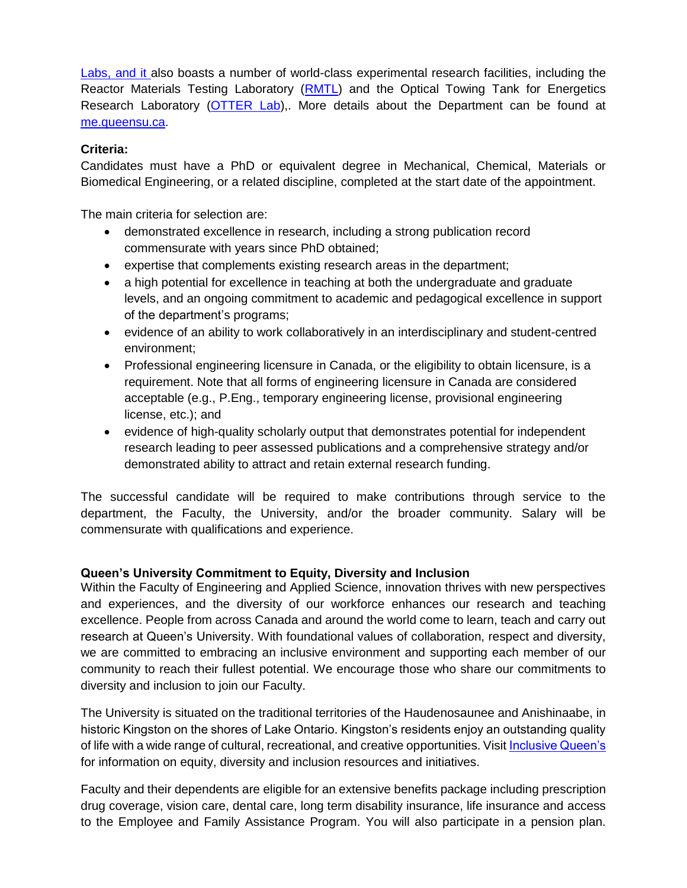[Labs, and it ]also boasts a number of world-class experimental research facilities, including the Reactor Materials Testing Laboratory ([RMTL]) and the Optical Towing Tank for Energetics Research Laboratory ([OTTER Lab]),. More details about the Department can be found at [me.queensu.ca].

**Criteria:**
Candidates must have a PhD or equivalent degree in Mechanical, Chemical, Materials or Biomedical Engineering, or a related discipline, completed at the start date of the appointment.

The main criteria for selection are:

- demonstrated excellence in research, including a strong publication record commensurate with years since PhD obtained;
- expertise that complements existing research areas in the department;
- a high potential for excellence in teaching at both the undergraduate and graduate levels, and an ongoing commitment to academic and pedagogical excellence in support of the department's programs;
- evidence of an ability to work collaboratively in an interdisciplinary and student-centred environment;
- Professional engineering licensure in Canada, or the eligibility to obtain licensure, is a requirement. Note that all forms of engineering licensure in Canada are considered acceptable (e.g., P.Eng., temporary engineering license, provisional engineering license, etc.); and
- evidence of high-quality scholarly output that demonstrates potential for independent research leading to peer assessed publications and a comprehensive strategy and/or demonstrated ability to attract and retain external research funding.

The successful candidate will be required to make contributions through service to the department, the Faculty, the University, and/or the broader community. Salary will be commensurate with qualifications and experience.

**Queen's University Commitment to Equity, Diversity and Inclusion**
Within the Faculty of Engineering and Applied Science, innovation thrives with new perspectives and experiences, and the diversity of our workforce enhances our research and teaching excellence. People from across Canada and around the world come to learn, teach and carry out research at Queen's University. With foundational values of collaboration, respect and diversity, we are committed to embracing an inclusive environment and supporting each member of our community to reach their fullest potential. We encourage those who share our commitments to diversity and inclusion to join our Faculty.

The University is situated on the traditional territories of the Haudenosaunee and Anishinaabe, in historic Kingston on the shores of Lake Ontario. Kingston's residents enjoy an outstanding quality of life with a wide range of cultural, recreational, and creative opportunities. Visit [Inclusive Queen's] for information on equity, diversity and inclusion resources and initiatives.

Faculty and their dependents are eligible for an extensive benefits package including prescription drug coverage, vision care, dental care, long term disability insurance, life insurance and access to the Employee and Family Assistance Program. You will also participate in a pension plan.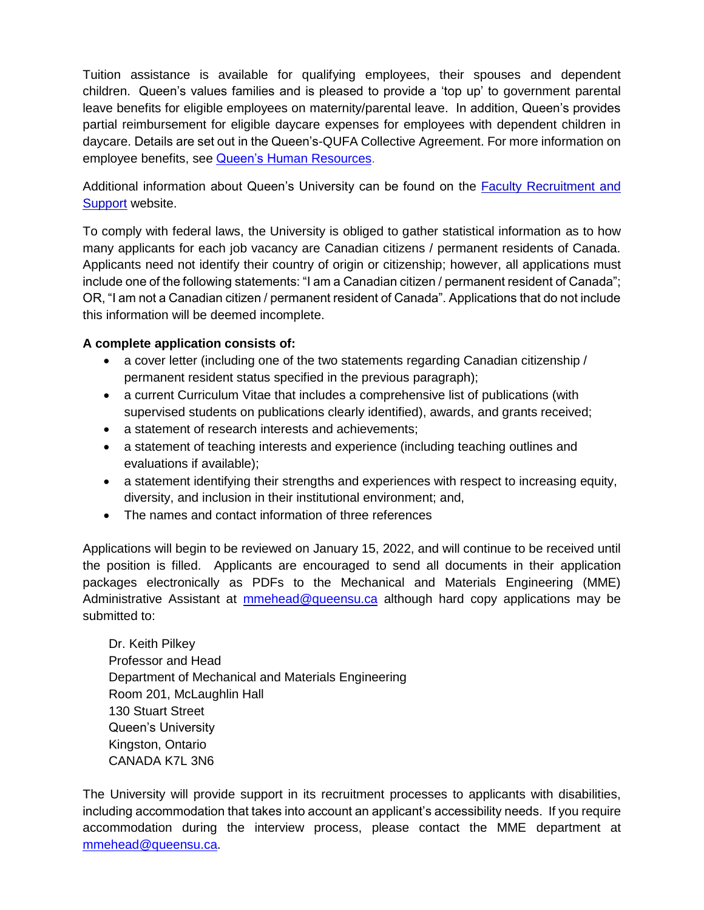Tuition assistance is available for qualifying employees, their spouses and dependent children. Queen's values families and is pleased to provide a 'top up' to government parental leave benefits for eligible employees on maternity/parental leave. In addition, Queen's provides partial reimbursement for eligible daycare expenses for employees with dependent children in daycare. Details are set out in the Queen's-QUFA Collective Agreement. For more information on employee benefits, see [Queen's Human Resources](#).

Additional information about Queen's University can be found on the [Faculty Recruitment and Support](#) website.

To comply with federal laws, the University is obliged to gather statistical information as to how many applicants for each job vacancy are Canadian citizens / permanent residents of Canada. Applicants need not identify their country of origin or citizenship; however, all applications must include one of the following statements: "I am a Canadian citizen / permanent resident of Canada"; OR, "I am not a Canadian citizen / permanent resident of Canada". Applications that do not include this information will be deemed incomplete.

**A complete application consists of:**

- a cover letter (including one of the two statements regarding Canadian citizenship / permanent resident status specified in the previous paragraph);
- a current Curriculum Vitae that includes a comprehensive list of publications (with supervised students on publications clearly identified), awards, and grants received;
- a statement of research interests and achievements;
- a statement of teaching interests and experience (including teaching outlines and evaluations if available);
- a statement identifying their strengths and experiences with respect to increasing equity, diversity, and inclusion in their institutional environment; and,
- The names and contact information of three references

Applications will begin to be reviewed on January 15, 2022, and will continue to be received until the position is filled. Applicants are encouraged to send all documents in their application packages electronically as PDFs to the Mechanical and Materials Engineering (MME) Administrative Assistant at [mmehead@queensu.ca](mailto:mmehead@queensu.ca) although hard copy applications may be submitted to:

Dr. Keith Pilkey
Professor and Head
Department of Mechanical and Materials Engineering
Room 201, McLaughlin Hall
130 Stuart Street
Queen's University
Kingston, Ontario
CANADA K7L 3N6

The University will provide support in its recruitment processes to applicants with disabilities, including accommodation that takes into account an applicant's accessibility needs. If you require accommodation during the interview process, please contact the MME department at [mmehead@queensu.ca](mailto:mmehead@queensu.ca).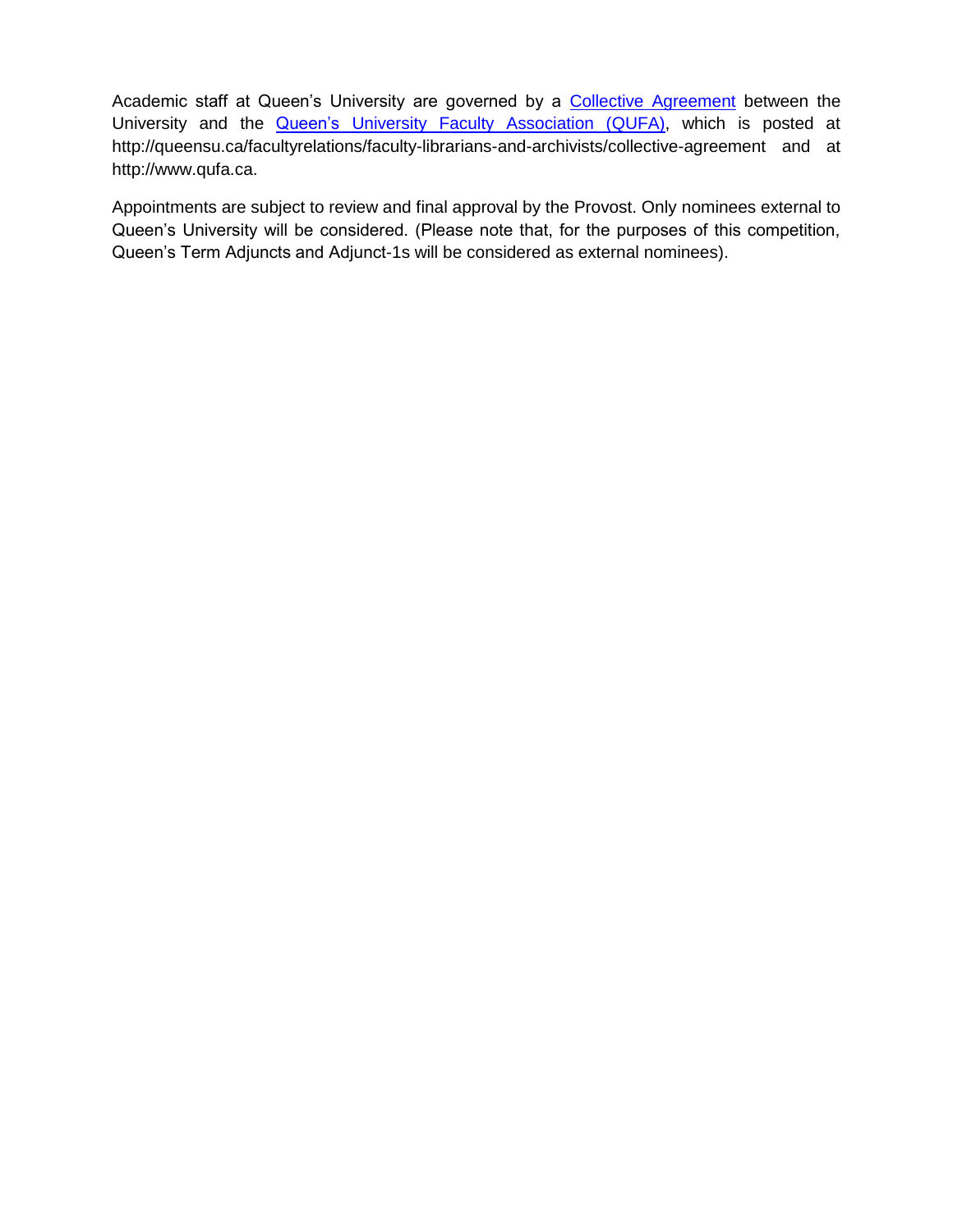Academic staff at Queen's University are governed by a [Collective Agreement](http://queensu.ca/facultyrelations/faculty-librarians-and-archivists/collective-agreement) between the University and the [Queen's University Faculty Association (QUFA)](http://www.qufa.ca), which is posted at http://queensu.ca/facultyrelations/faculty-librarians-and-archivists/collective-agreement and at http://www.qufa.ca.

Appointments are subject to review and final approval by the Provost. Only nominees external to Queen's University will be considered. (Please note that, for the purposes of this competition, Queen's Term Adjuncts and Adjunct-1s will be considered as external nominees).